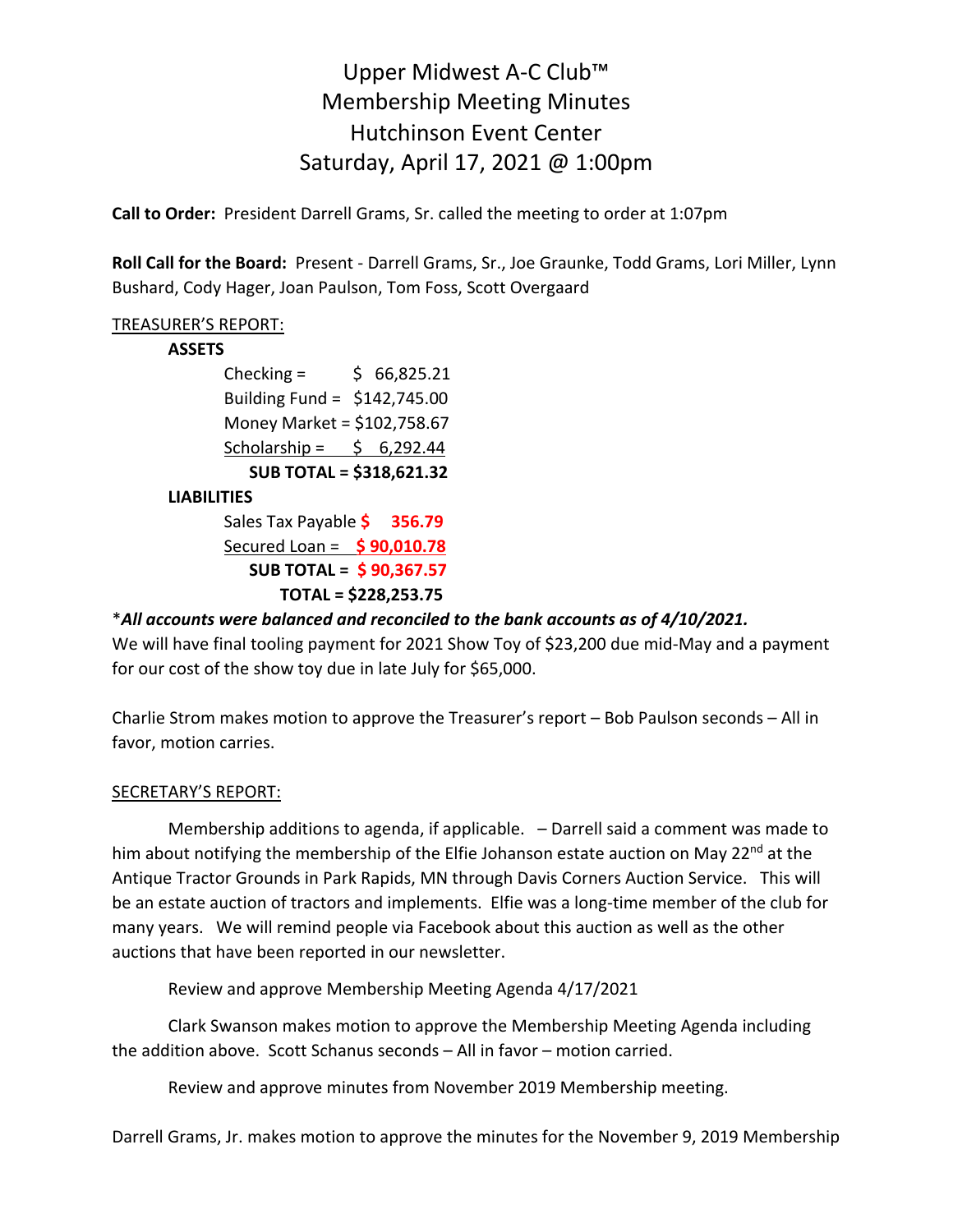# Upper Midwest A-C Club™
# Membership Meeting Minutes
# Hutchinson Event Center
# Saturday, April 17, 2021 @ 1:00pm

**Call to Order:** President Darrell Grams, Sr. called the meeting to order at 1:07pm

**Roll Call for the Board:** Present - Darrell Grams, Sr., Joe Graunke, Todd Grams, Lori Miller, Lynn Bushard, Cody Hager, Joan Paulson, Tom Foss, Scott Overgaard

TREASURER'S REPORT:

**ASSETS**

Checking = $ 66,825.21
Building Fund = $142,745.00
Money Market = $102,758.67
Scholarship = $ 6,292.44
**SUB TOTAL = $318,621.32**

**LIABILITIES**

Sales Tax Payable **$ 356.79**
Secured Loan = **$ 90,010.78**
**SUB TOTAL = $ 90,367.57**
**TOTAL = $228,253.75**

\****All accounts were balanced and reconciled to the bank accounts as of 4/10/2021.***
We will have final tooling payment for 2021 Show Toy of $23,200 due mid-May and a payment for our cost of the show toy due in late July for $65,000.

Charlie Strom makes motion to approve the Treasurer's report – Bob Paulson seconds – All in favor, motion carries.

SECRETARY'S REPORT:

Membership additions to agenda, if applicable. – Darrell said a comment was made to him about notifying the membership of the Elfie Johanson estate auction on May 22nd at the Antique Tractor Grounds in Park Rapids, MN through Davis Corners Auction Service. This will be an estate auction of tractors and implements. Elfie was a long-time member of the club for many years. We will remind people via Facebook about this auction as well as the other auctions that have been reported in our newsletter.

Review and approve Membership Meeting Agenda 4/17/2021

Clark Swanson makes motion to approve the Membership Meeting Agenda including the addition above. Scott Schanus seconds – All in favor – motion carried.

Review and approve minutes from November 2019 Membership meeting.

Darrell Grams, Jr. makes motion to approve the minutes for the November 9, 2019 Membership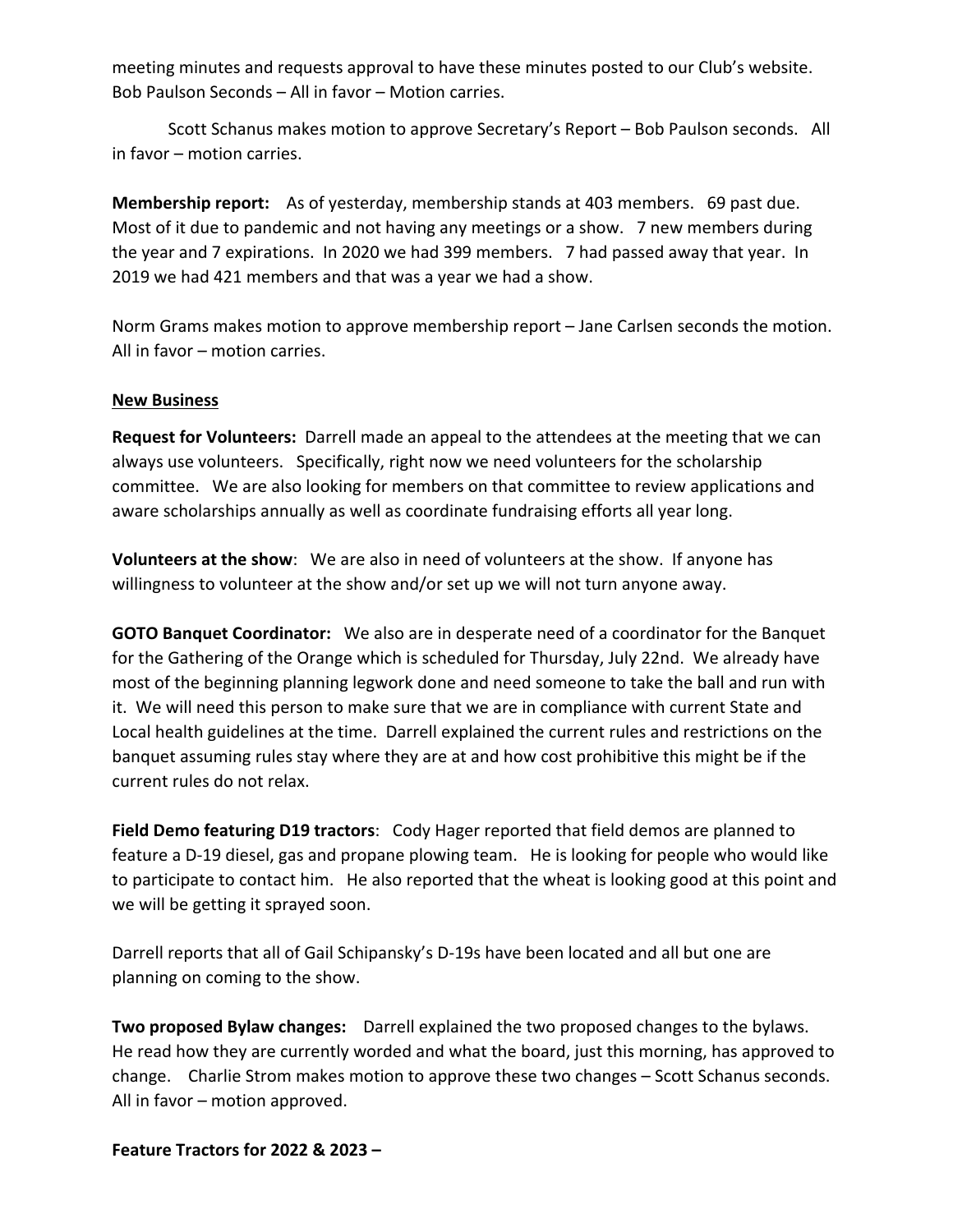meeting minutes and requests approval to have these minutes posted to our Club's website. Bob Paulson Seconds – All in favor – Motion carries.

Scott Schanus makes motion to approve Secretary's Report – Bob Paulson seconds. All in favor – motion carries.

**Membership report:** As of yesterday, membership stands at 403 members. 69 past due. Most of it due to pandemic and not having any meetings or a show. 7 new members during the year and 7 expirations. In 2020 we had 399 members. 7 had passed away that year. In 2019 we had 421 members and that was a year we had a show.

Norm Grams makes motion to approve membership report – Jane Carlsen seconds the motion. All in favor – motion carries.

**<u>New Business</u>**

**Request for Volunteers:** Darrell made an appeal to the attendees at the meeting that we can always use volunteers. Specifically, right now we need volunteers for the scholarship committee. We are also looking for members on that committee to review applications and aware scholarships annually as well as coordinate fundraising efforts all year long.

**Volunteers at the show**: We are also in need of volunteers at the show. If anyone has willingness to volunteer at the show and/or set up we will not turn anyone away.

**GOTO Banquet Coordinator:** We also are in desperate need of a coordinator for the Banquet for the Gathering of the Orange which is scheduled for Thursday, July 22nd. We already have most of the beginning planning legwork done and need someone to take the ball and run with it. We will need this person to make sure that we are in compliance with current State and Local health guidelines at the time. Darrell explained the current rules and restrictions on the banquet assuming rules stay where they are at and how cost prohibitive this might be if the current rules do not relax.

**Field Demo featuring D19 tractors**: Cody Hager reported that field demos are planned to feature a D-19 diesel, gas and propane plowing team. He is looking for people who would like to participate to contact him. He also reported that the wheat is looking good at this point and we will be getting it sprayed soon.

Darrell reports that all of Gail Schipansky's D-19s have been located and all but one are planning on coming to the show.

**Two proposed Bylaw changes:** Darrell explained the two proposed changes to the bylaws. He read how they are currently worded and what the board, just this morning, has approved to change. Charlie Strom makes motion to approve these two changes – Scott Schanus seconds. All in favor – motion approved.

**Feature Tractors for 2022 & 2023 –**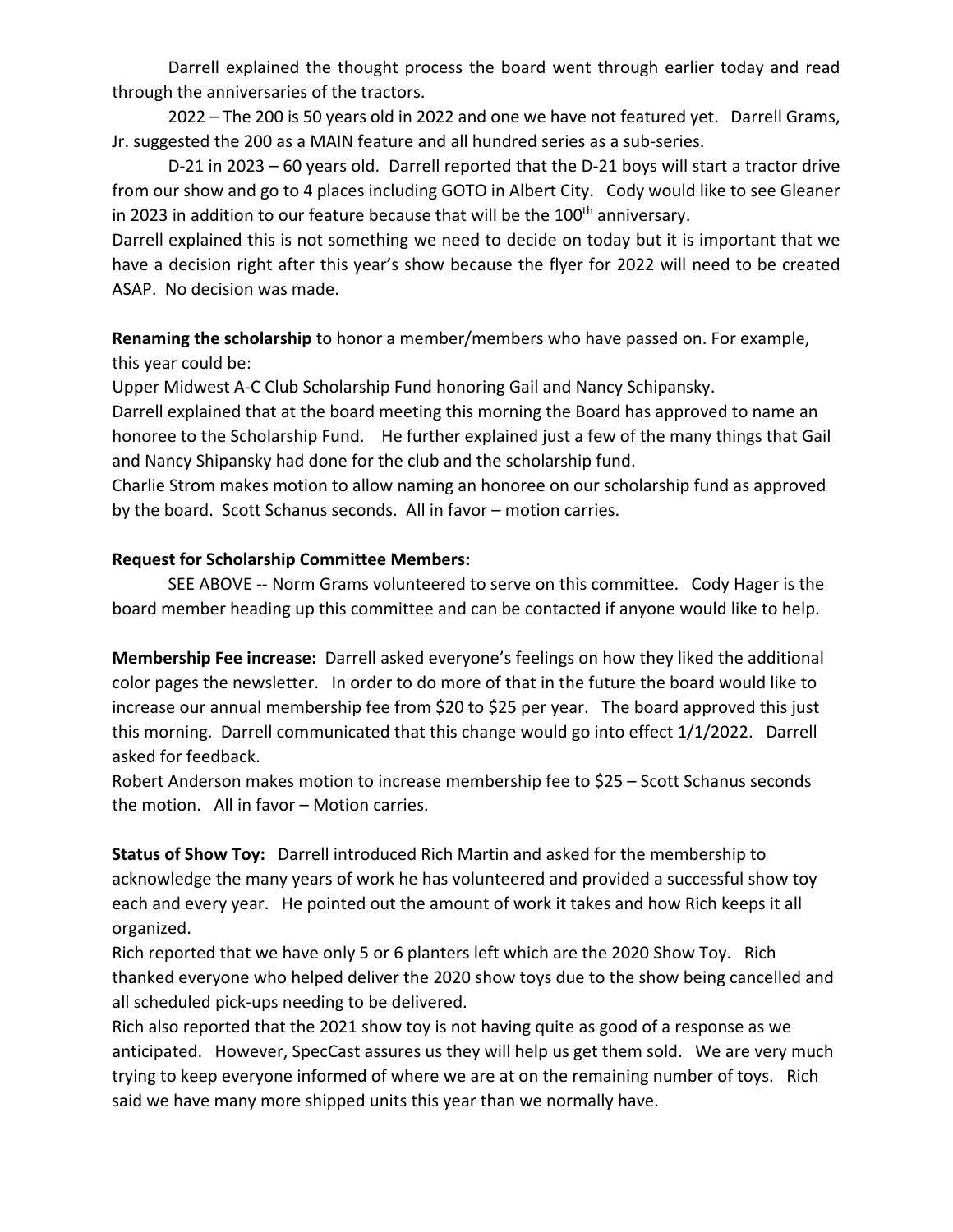Darrell explained the thought process the board went through earlier today and read through the anniversaries of the tractors.

2022 – The 200 is 50 years old in 2022 and one we have not featured yet. Darrell Grams, Jr. suggested the 200 as a MAIN feature and all hundred series as a sub-series.

D-21 in 2023 – 60 years old. Darrell reported that the D-21 boys will start a tractor drive from our show and go to 4 places including GOTO in Albert City. Cody would like to see Gleaner in 2023 in addition to our feature because that will be the 100th anniversary.

Darrell explained this is not something we need to decide on today but it is important that we have a decision right after this year's show because the flyer for 2022 will need to be created ASAP. No decision was made.

**Renaming the scholarship** to honor a member/members who have passed on. For example, this year could be:

Upper Midwest A-C Club Scholarship Fund honoring Gail and Nancy Schipansky.

Darrell explained that at the board meeting this morning the Board has approved to name an honoree to the Scholarship Fund. He further explained just a few of the many things that Gail and Nancy Shipansky had done for the club and the scholarship fund.

Charlie Strom makes motion to allow naming an honoree on our scholarship fund as approved by the board. Scott Schanus seconds. All in favor – motion carries.

**Request for Scholarship Committee Members:**

SEE ABOVE -- Norm Grams volunteered to serve on this committee. Cody Hager is the board member heading up this committee and can be contacted if anyone would like to help.

**Membership Fee increase:** Darrell asked everyone's feelings on how they liked the additional color pages the newsletter. In order to do more of that in the future the board would like to increase our annual membership fee from $20 to $25 per year. The board approved this just this morning. Darrell communicated that this change would go into effect 1/1/2022. Darrell asked for feedback.

Robert Anderson makes motion to increase membership fee to $25 – Scott Schanus seconds the motion. All in favor – Motion carries.

**Status of Show Toy:** Darrell introduced Rich Martin and asked for the membership to acknowledge the many years of work he has volunteered and provided a successful show toy each and every year. He pointed out the amount of work it takes and how Rich keeps it all organized.

Rich reported that we have only 5 or 6 planters left which are the 2020 Show Toy. Rich thanked everyone who helped deliver the 2020 show toys due to the show being cancelled and all scheduled pick-ups needing to be delivered.

Rich also reported that the 2021 show toy is not having quite as good of a response as we anticipated. However, SpecCast assures us they will help us get them sold. We are very much trying to keep everyone informed of where we are at on the remaining number of toys. Rich said we have many more shipped units this year than we normally have.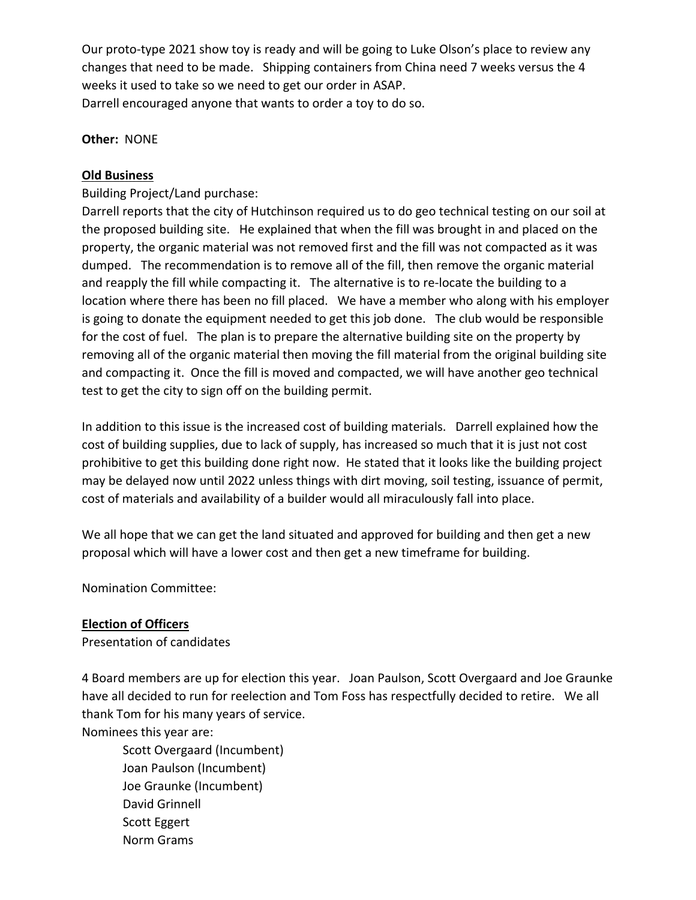Our proto-type 2021 show toy is ready and will be going to Luke Olson's place to review any changes that need to be made. Shipping containers from China need 7 weeks versus the 4 weeks it used to take so we need to get our order in ASAP.
Darrell encouraged anyone that wants to order a toy to do so.

**Other:** NONE

**<u>Old Business</u>**

Building Project/Land purchase:
Darrell reports that the city of Hutchinson required us to do geo technical testing on our soil at the proposed building site. He explained that when the fill was brought in and placed on the property, the organic material was not removed first and the fill was not compacted as it was dumped. The recommendation is to remove all of the fill, then remove the organic material and reapply the fill while compacting it. The alternative is to re-locate the building to a location where there has been no fill placed. We have a member who along with his employer is going to donate the equipment needed to get this job done. The club would be responsible for the cost of fuel. The plan is to prepare the alternative building site on the property by removing all of the organic material then moving the fill material from the original building site and compacting it. Once the fill is moved and compacted, we will have another geo technical test to get the city to sign off on the building permit.

In addition to this issue is the increased cost of building materials. Darrell explained how the cost of building supplies, due to lack of supply, has increased so much that it is just not cost prohibitive to get this building done right now. He stated that it looks like the building project may be delayed now until 2022 unless things with dirt moving, soil testing, issuance of permit, cost of materials and availability of a builder would all miraculously fall into place.

We all hope that we can get the land situated and approved for building and then get a new proposal which will have a lower cost and then get a new timeframe for building.

Nomination Committee:

**<u>Election of Officers</u>**

Presentation of candidates

4 Board members are up for election this year. Joan Paulson, Scott Overgaard and Joe Graunke have all decided to run for reelection and Tom Foss has respectfully decided to retire. We all thank Tom for his many years of service.
Nominees this year are:

- Scott Overgaard (Incumbent)
- Joan Paulson (Incumbent)
- Joe Graunke (Incumbent)
- David Grinnell
- Scott Eggert
- Norm Grams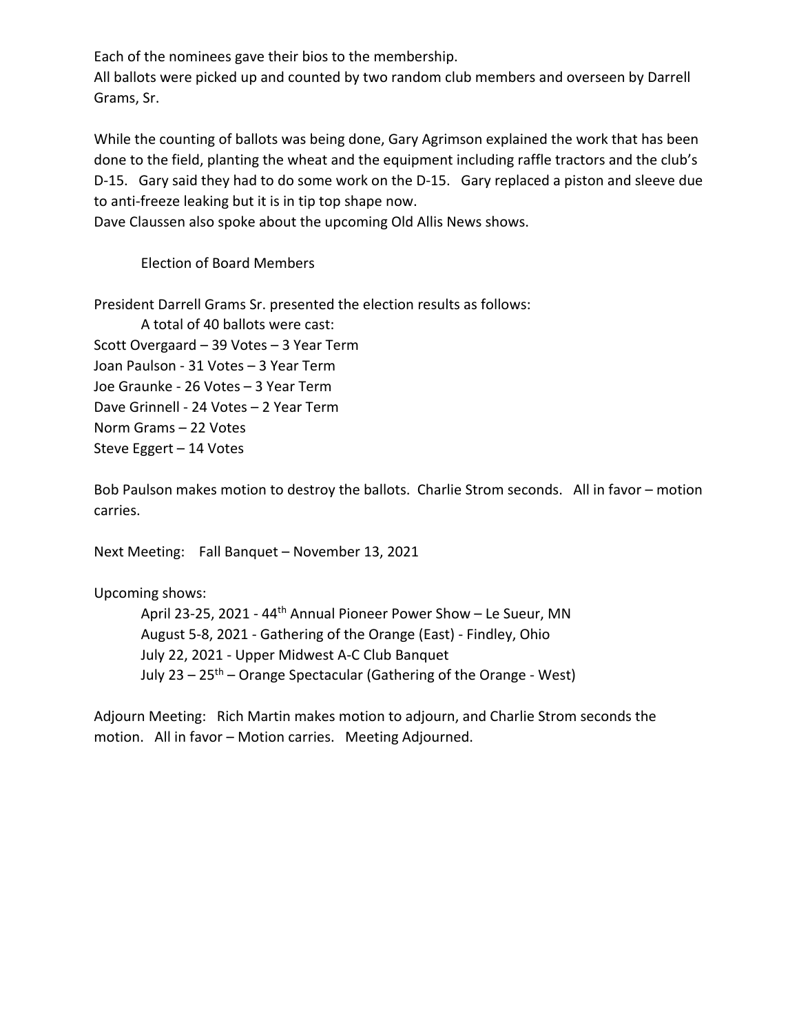Each of the nominees gave their bios to the membership.
All ballots were picked up and counted by two random club members and overseen by Darrell Grams, Sr.

While the counting of ballots was being done, Gary Agrimson explained the work that has been done to the field, planting the wheat and the equipment including raffle tractors and the club's D-15. Gary said they had to do some work on the D-15. Gary replaced a piston and sleeve due to anti-freeze leaking but it is in tip top shape now.
Dave Claussen also spoke about the upcoming Old Allis News shows.

Election of Board Members

President Darrell Grams Sr. presented the election results as follows:

A total of 40 ballots were cast:
Scott Overgaard – 39 Votes – 3 Year Term
Joan Paulson - 31 Votes – 3 Year Term
Joe Graunke - 26 Votes – 3 Year Term
Dave Grinnell - 24 Votes – 2 Year Term
Norm Grams – 22 Votes
Steve Eggert – 14 Votes

Bob Paulson makes motion to destroy the ballots. Charlie Strom seconds. All in favor – motion carries.

Next Meeting: Fall Banquet – November 13, 2021

Upcoming shows:

- April 23-25, 2021 - 44th Annual Pioneer Power Show – Le Sueur, MN
- August 5-8, 2021 - Gathering of the Orange (East) - Findley, Ohio
- July 22, 2021 - Upper Midwest A-C Club Banquet
- July 23 – 25th – Orange Spectacular (Gathering of the Orange - West)

Adjourn Meeting: Rich Martin makes motion to adjourn, and Charlie Strom seconds the motion. All in favor – Motion carries. Meeting Adjourned.